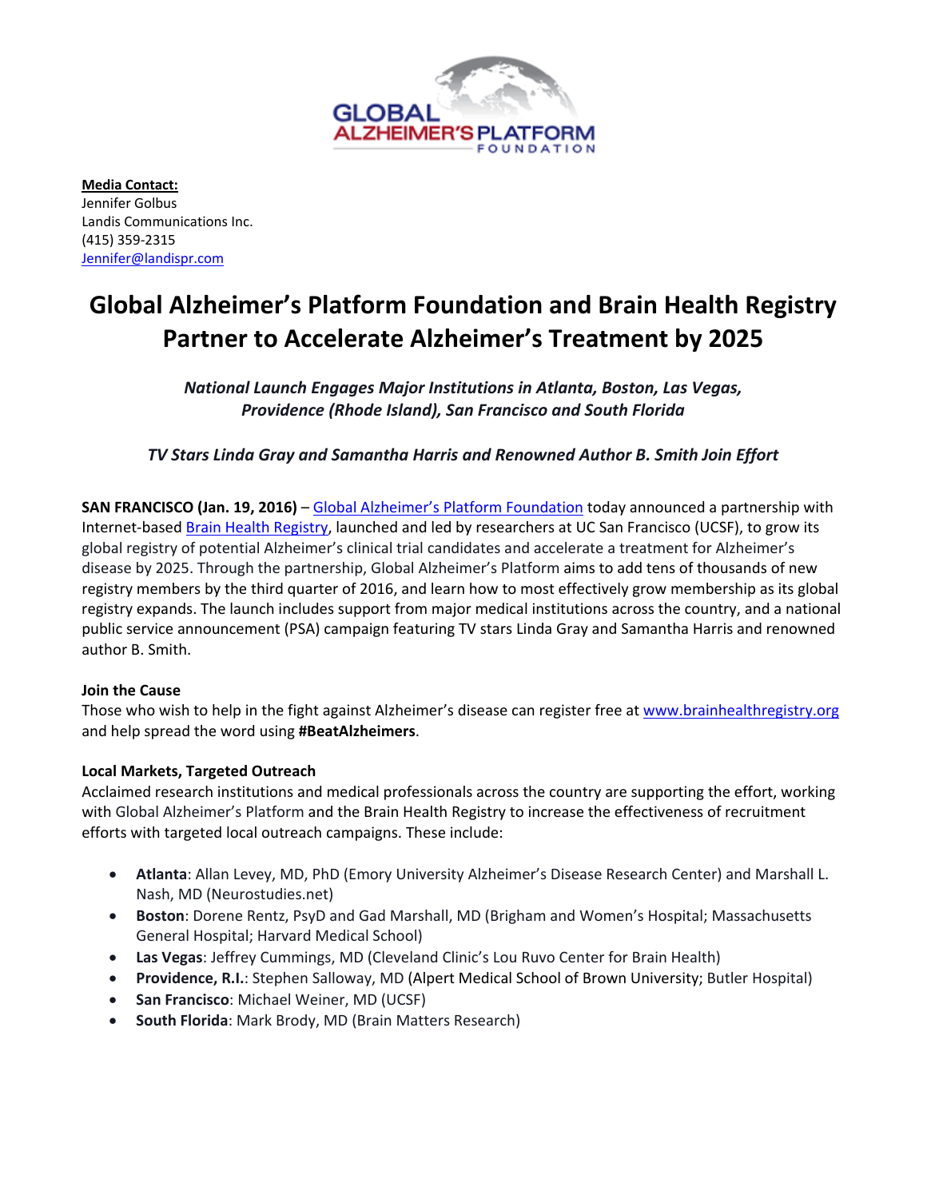GLOBAL ALZHEIMER'S PLATFORM FOUNDATION

**Media Contact:**
Jennifer Golbus
Landis Communications Inc.
(415) 359-2315
Jennifer@landispr.com

# Global Alzheimer's Platform Foundation and Brain Health Registry Partner to Accelerate Alzheimer's Treatment by 2025

***National Launch Engages Major Institutions in Atlanta, Boston, Las Vegas, Providence (Rhode Island), San Francisco and South Florida***

***TV Stars Linda Gray and Samantha Harris and Renowned Author B. Smith Join Effort***

**SAN FRANCISCO (Jan. 19, 2016)** – Global Alzheimer's Platform Foundation today announced a partnership with Internet-based Brain Health Registry, launched and led by researchers at UC San Francisco (UCSF), to grow its global registry of potential Alzheimer's clinical trial candidates and accelerate a treatment for Alzheimer's disease by 2025. Through the partnership, Global Alzheimer's Platform aims to add tens of thousands of new registry members by the third quarter of 2016, and learn how to most effectively grow membership as its global registry expands. The launch includes support from major medical institutions across the country, and a national public service announcement (PSA) campaign featuring TV stars Linda Gray and Samantha Harris and renowned author B. Smith.

**Join the Cause**
Those who wish to help in the fight against Alzheimer's disease can register free at www.brainhealthregistry.org and help spread the word using **#BeatAlzheimers**.

**Local Markets, Targeted Outreach**
Acclaimed research institutions and medical professionals across the country are supporting the effort, working with Global Alzheimer's Platform and the Brain Health Registry to increase the effectiveness of recruitment efforts with targeted local outreach campaigns. These include:

- **Atlanta**: Allan Levey, MD, PhD (Emory University Alzheimer's Disease Research Center) and Marshall L. Nash, MD (Neurostudies.net)
- **Boston**: Dorene Rentz, PsyD and Gad Marshall, MD (Brigham and Women's Hospital; Massachusetts General Hospital; Harvard Medical School)
- **Las Vegas**: Jeffrey Cummings, MD (Cleveland Clinic's Lou Ruvo Center for Brain Health)
- **Providence, R.I.**: Stephen Salloway, MD (Alpert Medical School of Brown University; Butler Hospital)
- **San Francisco**: Michael Weiner, MD (UCSF)
- **South Florida**: Mark Brody, MD (Brain Matters Research)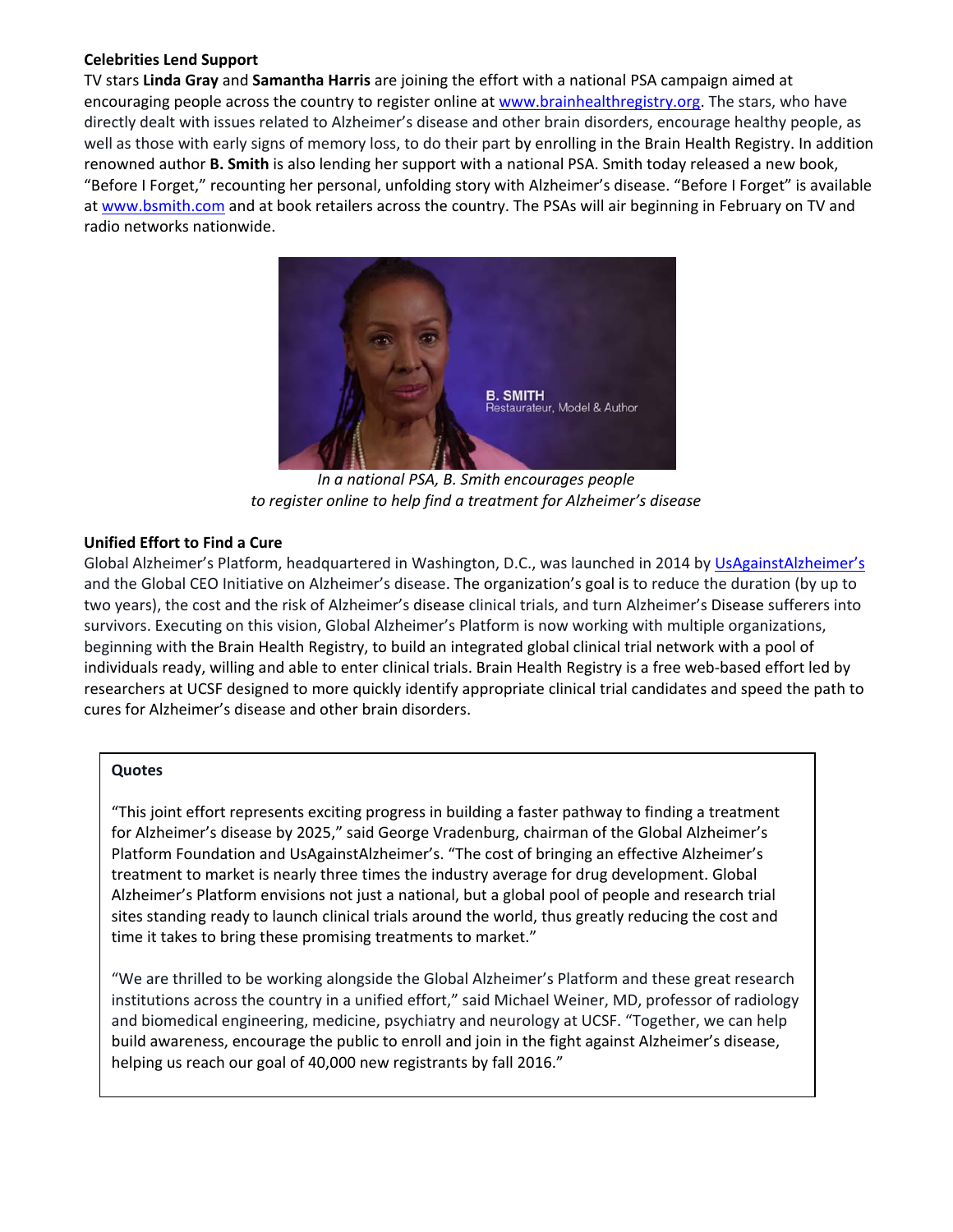**Celebrities Lend Support**

TV stars **Linda Gray** and **Samantha Harris** are joining the effort with a national PSA campaign aimed at encouraging people across the country to register online at www.brainhealthregistry.org. The stars, who have directly dealt with issues related to Alzheimer's disease and other brain disorders, encourage healthy people, as well as those with early signs of memory loss, to do their part by enrolling in the Brain Health Registry. In addition renowned author **B. Smith** is also lending her support with a national PSA. Smith today released a new book, "Before I Forget," recounting her personal, unfolding story with Alzheimer's disease. "Before I Forget" is available at www.bsmith.com and at book retailers across the country. The PSAs will air beginning in February on TV and radio networks nationwide.

*In a national PSA, B. Smith encourages people to register online to help find a treatment for Alzheimer's disease*

**Unified Effort to Find a Cure**

Global Alzheimer's Platform, headquartered in Washington, D.C., was launched in 2014 by UsAgainstAlzheimer's and the Global CEO Initiative on Alzheimer's disease. The organization's goal is to reduce the duration (by up to two years), the cost and the risk of Alzheimer's disease clinical trials, and turn Alzheimer's Disease sufferers into survivors. Executing on this vision, Global Alzheimer's Platform is now working with multiple organizations, beginning with the Brain Health Registry, to build an integrated global clinical trial network with a pool of individuals ready, willing and able to enter clinical trials. Brain Health Registry is a free web-based effort led by researchers at UCSF designed to more quickly identify appropriate clinical trial candidates and speed the path to cures for Alzheimer's disease and other brain disorders.

**Quotes**

"This joint effort represents exciting progress in building a faster pathway to finding a treatment for Alzheimer's disease by 2025," said George Vradenburg, chairman of the Global Alzheimer's Platform Foundation and UsAgainstAlzheimer's. "The cost of bringing an effective Alzheimer's treatment to market is nearly three times the industry average for drug development. Global Alzheimer's Platform envisions not just a national, but a global pool of people and research trial sites standing ready to launch clinical trials around the world, thus greatly reducing the cost and time it takes to bring these promising treatments to market."

"We are thrilled to be working alongside the Global Alzheimer's Platform and these great research institutions across the country in a unified effort," said Michael Weiner, MD, professor of radiology and biomedical engineering, medicine, psychiatry and neurology at UCSF. "Together, we can help build awareness, encourage the public to enroll and join in the fight against Alzheimer's disease, helping us reach our goal of 40,000 new registrants by fall 2016."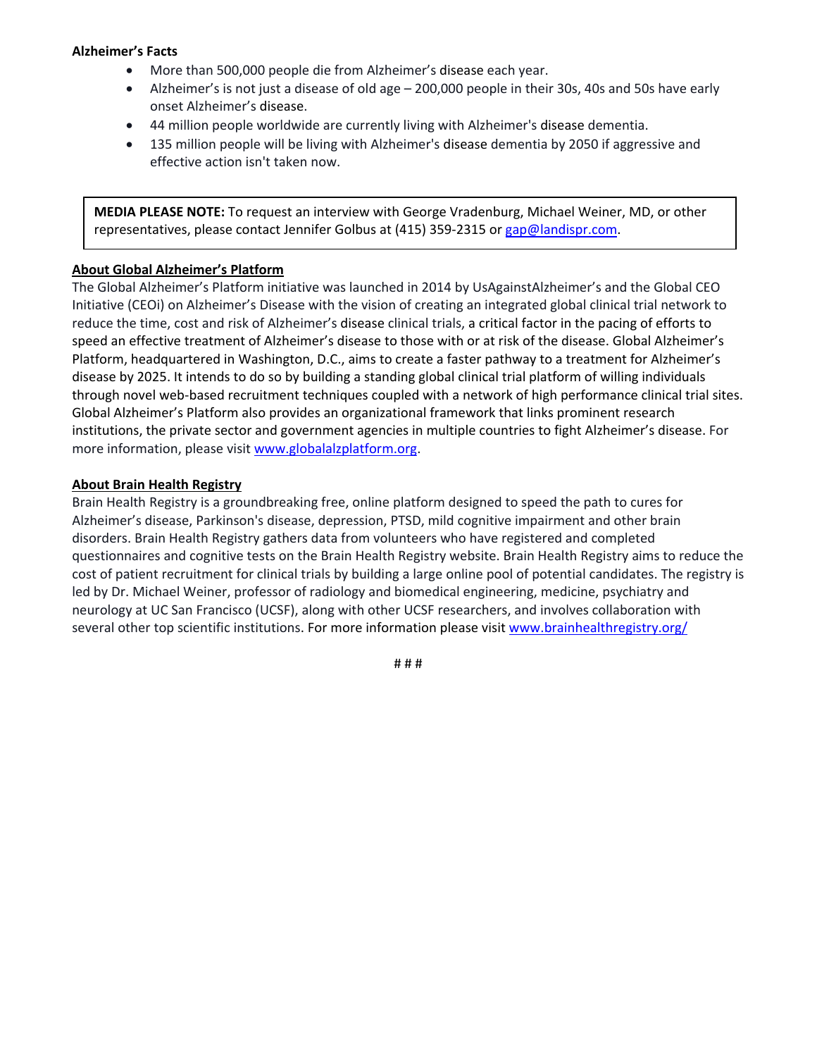**Alzheimer's Facts**

- More than 500,000 people die from Alzheimer's disease each year.
- Alzheimer's is not just a disease of old age – 200,000 people in their 30s, 40s and 50s have early onset Alzheimer's disease.
- 44 million people worldwide are currently living with Alzheimer's disease dementia.
- 135 million people will be living with Alzheimer's disease dementia by 2050 if aggressive and effective action isn't taken now.

> **MEDIA PLEASE NOTE:** To request an interview with George Vradenburg, Michael Weiner, MD, or other representatives, please contact Jennifer Golbus at (415) 359-2315 or gap@landispr.com.

**About Global Alzheimer's Platform**

The Global Alzheimer's Platform initiative was launched in 2014 by UsAgainstAlzheimer's and the Global CEO Initiative (CEOi) on Alzheimer's Disease with the vision of creating an integrated global clinical trial network to reduce the time, cost and risk of Alzheimer's disease clinical trials, a critical factor in the pacing of efforts to speed an effective treatment of Alzheimer's disease to those with or at risk of the disease. Global Alzheimer's Platform, headquartered in Washington, D.C., aims to create a faster pathway to a treatment for Alzheimer's disease by 2025. It intends to do so by building a standing global clinical trial platform of willing individuals through novel web-based recruitment techniques coupled with a network of high performance clinical trial sites. Global Alzheimer's Platform also provides an organizational framework that links prominent research institutions, the private sector and government agencies in multiple countries to fight Alzheimer's disease. For more information, please visit www.globalalzplatform.org.

**About Brain Health Registry**

Brain Health Registry is a groundbreaking free, online platform designed to speed the path to cures for Alzheimer's disease, Parkinson's disease, depression, PTSD, mild cognitive impairment and other brain disorders. Brain Health Registry gathers data from volunteers who have registered and completed questionnaires and cognitive tests on the Brain Health Registry website. Brain Health Registry aims to reduce the cost of patient recruitment for clinical trials by building a large online pool of potential candidates. The registry is led by Dr. Michael Weiner, professor of radiology and biomedical engineering, medicine, psychiatry and neurology at UC San Francisco (UCSF), along with other UCSF researchers, and involves collaboration with several other top scientific institutions. For more information please visit www.brainhealthregistry.org/

# # #